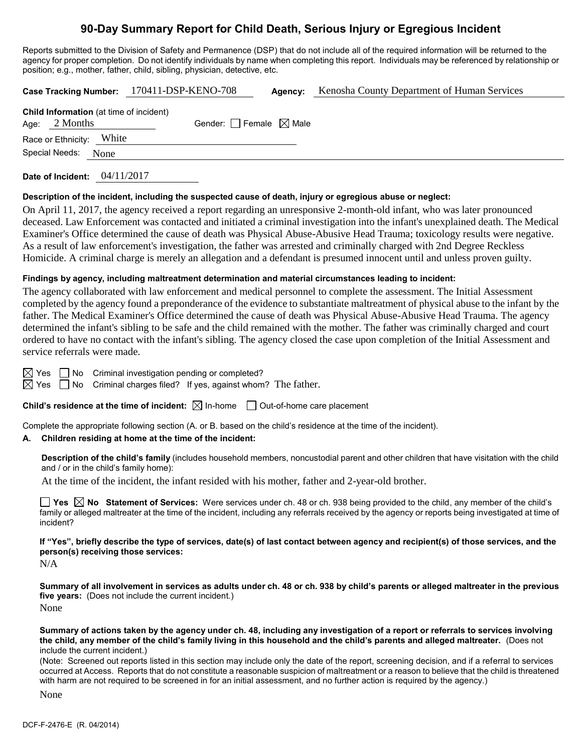# 90-Day Summary Report for Child Death, Serious Injury or Egregious Incident

Reports submitted to the Division of Safety and Permanence (DSP) that do not include all of the required information will be returned to the agency for proper completion. Do not identify individuals by name when completing this report. Individuals may be referenced by relationship or position; e.g., mother, father, child, sibling, physician, detective, etc.

**Case Tracking Number:** 170411-DSP-KENO-708 **Agency:** Kenosha County Department of Human Services

**Child Information** (at time of incident)

Age: 2 Months Gender: ☐ Female ☒ Male

Race or Ethnicity: White

Special Needs: None

**Date of Incident:** 04/11/2017

**Description of the incident, including the suspected cause of death, injury or egregious abuse or neglect:**

On April 11, 2017, the agency received a report regarding an unresponsive 2-month-old infant, who was later pronounced deceased. Law Enforcement was contacted and initiated a criminal investigation into the infant's unexplained death. The Medical Examiner's Office determined the cause of death was Physical Abuse-Abusive Head Trauma; toxicology results were negative. As a result of law enforcement's investigation, the father was arrested and criminally charged with 2nd Degree Reckless Homicide. A criminal charge is merely an allegation and a defendant is presumed innocent until and unless proven guilty.

**Findings by agency, including maltreatment determination and material circumstances leading to incident:**

The agency collaborated with law enforcement and medical personnel to complete the assessment. The Initial Assessment completed by the agency found a preponderance of the evidence to substantiate maltreatment of physical abuse to the infant by the father. The Medical Examiner's Office determined the cause of death was Physical Abuse-Abusive Head Trauma. The agency determined the infant's sibling to be safe and the child remained with the mother. The father was criminally charged and court ordered to have no contact with the infant's sibling. The agency closed the case upon completion of the Initial Assessment and service referrals were made.

☒ Yes ☐ No Criminal investigation pending or completed?

☒ Yes ☐ No Criminal charges filed? If yes, against whom? The father.

**Child's residence at the time of incident:** ☒ In-home ☐ Out-of-home care placement

Complete the appropriate following section (A. or B. based on the child's residence at the time of the incident).

**A. Children residing at home at the time of the incident:**

**Description of the child's family** (includes household members, noncustodial parent and other children that have visitation with the child and / or in the child's family home):

At the time of the incident, the infant resided with his mother, father and 2-year-old brother.

☐ **Yes** ☒ **No Statement of Services:** Were services under ch. 48 or ch. 938 being provided to the child, any member of the child's family or alleged maltreater at the time of the incident, including any referrals received by the agency or reports being investigated at time of incident?

**If "Yes", briefly describe the type of services, date(s) of last contact between agency and recipient(s) of those services, and the person(s) receiving those services:**

N/A

**Summary of all involvement in services as adults under ch. 48 or ch. 938 by child's parents or alleged maltreater in the previous five years:** (Does not include the current incident.)

None

**Summary of actions taken by the agency under ch. 48, including any investigation of a report or referrals to services involving the child, any member of the child's family living in this household and the child's parents and alleged maltreater.** (Does not include the current incident.)

(Note: Screened out reports listed in this section may include only the date of the report, screening decision, and if a referral to services occurred at Access. Reports that do not constitute a reasonable suspicion of maltreatment or a reason to believe that the child is threatened with harm are not required to be screened in for an initial assessment, and no further action is required by the agency.)

None

DCF-F-2476-E (R. 04/2014)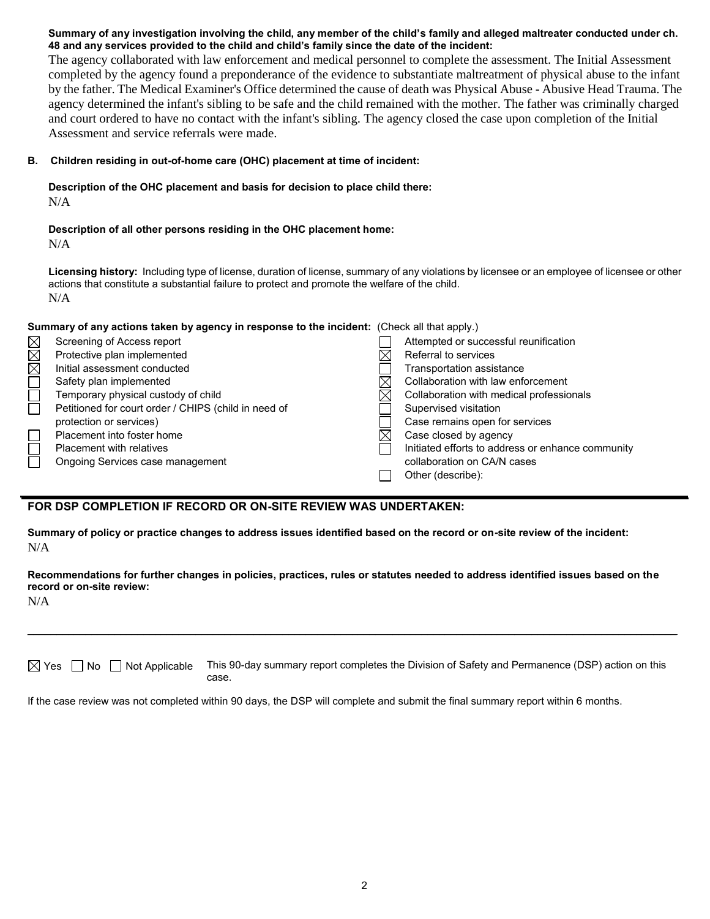**Summary of any investigation involving the child, any member of the child's family and alleged maltreater conducted under ch. 48 and any services provided to the child and child's family since the date of the incident:**

The agency collaborated with law enforcement and medical personnel to complete the assessment. The Initial Assessment completed by the agency found a preponderance of the evidence to substantiate maltreatment of physical abuse to the infant by the father. The Medical Examiner's Office determined the cause of death was Physical Abuse - Abusive Head Trauma. The agency determined the infant's sibling to be safe and the child remained with the mother. The father was criminally charged and court ordered to have no contact with the infant's sibling. The agency closed the case upon completion of the Initial Assessment and service referrals were made.

**B. Children residing in out-of-home care (OHC) placement at time of incident:**

**Description of the OHC placement and basis for decision to place child there:**
N/A

**Description of all other persons residing in the OHC placement home:**
N/A

**Licensing history:** Including type of license, duration of license, summary of any violations by licensee or an employee of licensee or other actions that constitute a substantial failure to protect and promote the welfare of the child.
N/A

**Summary of any actions taken by agency in response to the incident:** (Check all that apply.)

- [x] Screening of Access report
- [x] Protective plan implemented
- [x] Initial assessment conducted
- [ ] Safety plan implemented
- [ ] Temporary physical custody of child
- [ ] Petitioned for court order / CHIPS (child in need of protection or services)
- [ ] Placement into foster home
- [ ] Placement with relatives
- [ ] Ongoing Services case management
- [ ] Attempted or successful reunification
- [x] Referral to services
- [ ] Transportation assistance
- [x] Collaboration with law enforcement
- [x] Collaboration with medical professionals
- [ ] Supervised visitation
- [ ] Case remains open for services
- [x] Case closed by agency
- [ ] Initiated efforts to address or enhance community collaboration on CA/N cases
- [ ] Other (describe):

## FOR DSP COMPLETION IF RECORD OR ON-SITE REVIEW WAS UNDERTAKEN:

**Summary of policy or practice changes to address issues identified based on the record or on-site review of the incident:**
N/A

**Recommendations for further changes in policies, practices, rules or statutes needed to address identified issues based on the record or on-site review:**
N/A

---

☒ Yes ☐ No ☐ Not Applicable This 90-day summary report completes the Division of Safety and Permanence (DSP) action on this case.

If the case review was not completed within 90 days, the DSP will complete and submit the final summary report within 6 months.